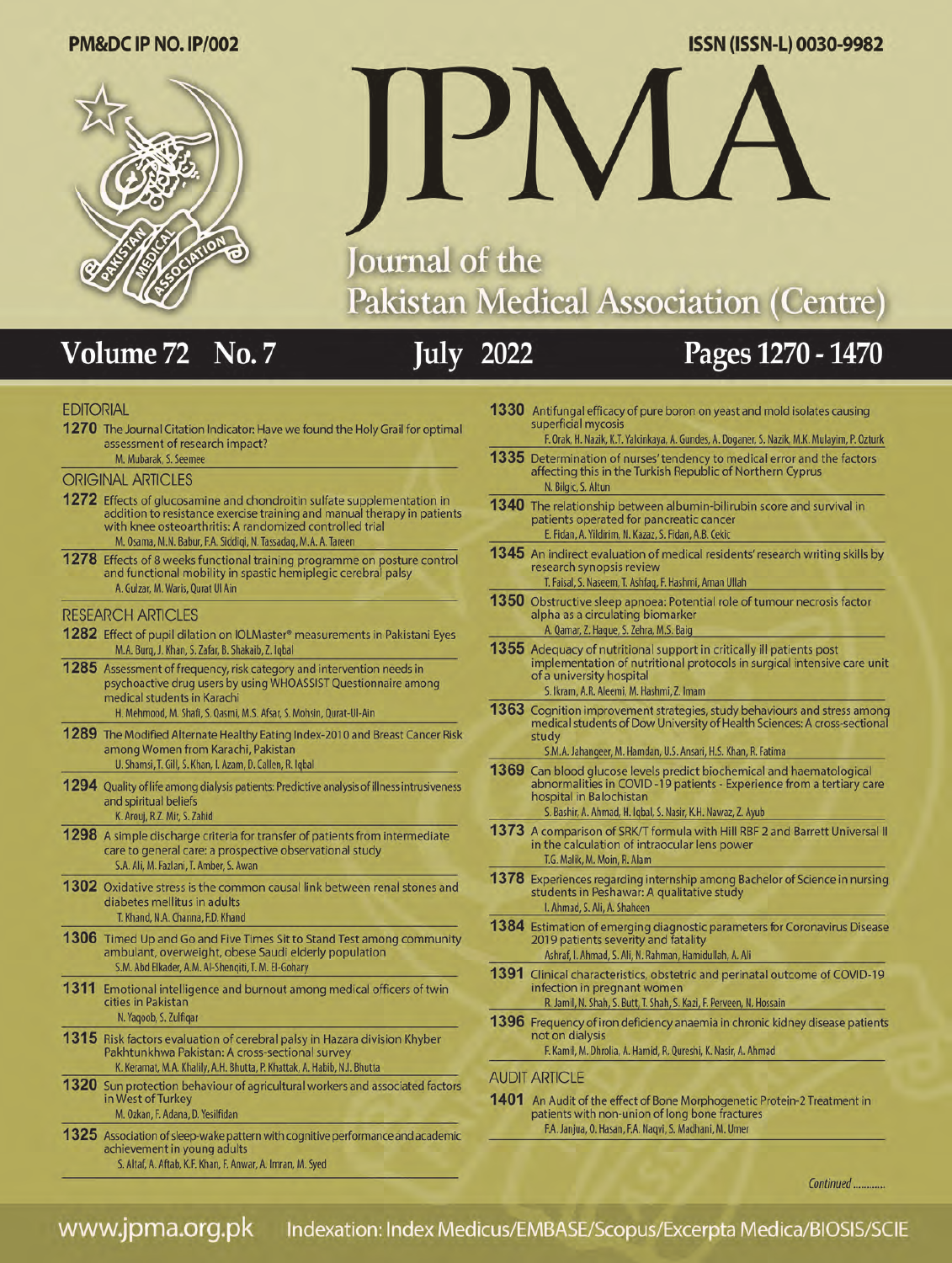PM&DC IP NO. IP/002

ISSN (ISSN-L) 0030-9982

# JPMA

## Journal of the Pakistan Medical Association (Centre)

**Volume 72 No. 7 — July 2022 — Pages 1270 - 1470**

### EDITORIAL

**1270** The Journal Citation Indicator: Have we found the Holy Grail for optimal assessment of research impact?
M. Mubarak, S. Seemee

### ORIGINAL ARTICLES

**1272** Effects of glucosamine and chondroitin sulfate supplementation in addition to resistance exercise training and manual therapy in patients with knee osteoarthritis: A randomized controlled trial
M. Osama, M.N. Babur, F.A. Siddiqi, N. Tassadaq, M.A. A. Tareen

**1278** Effects of 8 weeks functional training programme on posture control and functional mobility in spastic hemiplegic cerebral palsy
A. Gulzar, M. Waris, Qurat Ul Ain

### RESEARCH ARTICLES

**1282** Effect of pupil dilation on IOLMaster® measurements in Pakistani Eyes
M.A. Burq, J. Khan, S. Zafar, B. Shakaib, Z. Iqbal

**1285** Assessment of frequency, risk category and intervention needs in psychoactive drug users by using WHOASSIST Questionnaire among medical students in Karachi
H. Mehmood, M. Shafi, S. Qasmi, M.S. Afsar, S. Mohsin, Qurat-Ul-Ain

**1289** The Modified Alternate Healthy Eating Index-2010 and Breast Cancer Risk among Women from Karachi, Pakistan
U. Shamsi, T. Gill, S. Khan, I. Azam, D. Callen, R. Iqbal

**1294** Quality of life among dialysis patients: Predictive analysis of illness intrusiveness and spiritual beliefs
K. Arouj, R.Z. Mir, S. Zahid

**1298** A simple discharge criteria for transfer of patients from intermediate care to general care: a prospective observational study
S.A. Ali, M. Fazlani, T. Amber, S. Awan

**1302** Oxidative stress is the common causal link between renal stones and diabetes mellitus in adults
T. Khand, N.A. Channa, F.D. Khand

**1306** Timed Up and Go and Five Times Sit to Stand Test among community ambulant, overweight, obese Saudi elderly population
S.M. Abd Elkader, A.M. Al-Shenqiti, T. M. El-Gohary

**1311** Emotional intelligence and burnout among medical officers of twin cities in Pakistan
N. Yaqoob, S. Zulfiqar

**1315** Risk factors evaluation of cerebral palsy in Hazara division Khyber Pakhtunkhwa Pakistan: A cross-sectional survey
K. Keramat, M.A. Khalily, A.H. Bhutta, P. Khattak, A. Habib, N.I. Bhutta

**1320** Sun protection behaviour of agricultural workers and associated factors in West of Turkey
M. Ozkan, F. Adana, D. Yesilfidan

**1325** Association of sleep-wake pattern with cognitive performance and academic achievement in young adults
S. Altaf, A. Aftab, K.F. Khan, F. Anwar, A. Imran, M. Syed

**1330** Antifungal efficacy of pure boron on yeast and mold isolates causing superficial mycosis
F. Orak, H. Nazik, K.T. Yalcinkaya, A. Gundes, A. Doganer, S. Nazik, M.K. Mulayim, P. Ozturk

**1335** Determination of nurses' tendency to medical error and the factors affecting this in the Turkish Republic of Northern Cyprus
N. Bilgic, S. Altun

**1340** The relationship between albumin-bilirubin score and survival in patients operated for pancreatic cancer
E. Fidan, A. Yildirim, N. Kazaz, S. Fidan, A.B. Cekic

**1345** An indirect evaluation of medical residents' research writing skills by research synopsis review
T. Faisal, S. Naseem, T. Ashfaq, F. Hashmi, Aman Ullah

**1350** Obstructive sleep apnoea: Potential role of tumour necrosis factor alpha as a circulating biomarker
A. Qamar, Z. Haque, S. Zehra, M.S. Baig

**1355** Adequacy of nutritional support in critically ill patients post implementation of nutritional protocols in surgical intensive care unit of a university hospital
S. Ikram, A.R. Aleemi, M. Hashmi, Z. Imam

**1363** Cognition improvement strategies, study behaviours and stress among medical students of Dow University of Health Sciences: A cross-sectional study
S.M.A. Jahangeer, M. Hamdan, U.S. Ansari, H.S. Khan, R. Fatima

**1369** Can blood glucose levels predict biochemical and haematological abnormalities in COVID-19 patients - Experience from a tertiary care hospital in Balochistan
S. Bashir, A. Ahmad, H. Iqbal, S. Nasir, K.H. Nawaz, Z. Ayub

**1373** A comparison of SRK/T formula with Hill RBF 2 and Barrett Universal II in the calculation of intraocular lens power
T.G. Malik, M. Moin, R. Alam

**1378** Experiences regarding internship among Bachelor of Science in nursing students in Peshawar: A qualitative study
I. Ahmad, S. Ali, A. Shaheen

**1384** Estimation of emerging diagnostic parameters for Coronavirus Disease 2019 patients severity and fatality
Ashraf, I. Ahmad, S. Ali, N. Rahman, Hamidullah, A. Ali

**1391** Clinical characteristics, obstetric and perinatal outcome of COVID-19 infection in pregnant women
R. Jamil, N. Shah, S. Butt, T. Shah, S. Kazi, F. Perveen, N. Hossain

**1396** Frequency of iron deficiency anaemia in chronic kidney disease patients not on dialysis
F. Kamil, M. Dhrolia, A. Hamid, R. Qureshi, K. Nasir, A. Ahmad

### AUDIT ARTICLE

**1401** An Audit of the effect of Bone Morphogenetic Protein-2 Treatment in patients with non-union of long bone fractures
F.A. Janjua, O. Hasan, F.A. Naqvi, S. Madhani, M. Umer

*Continued ...........*

www.jpma.org.pk — Indexation: Index Medicus/EMBASE/Scopus/Excerpta Medica/BIOSIS/SCIE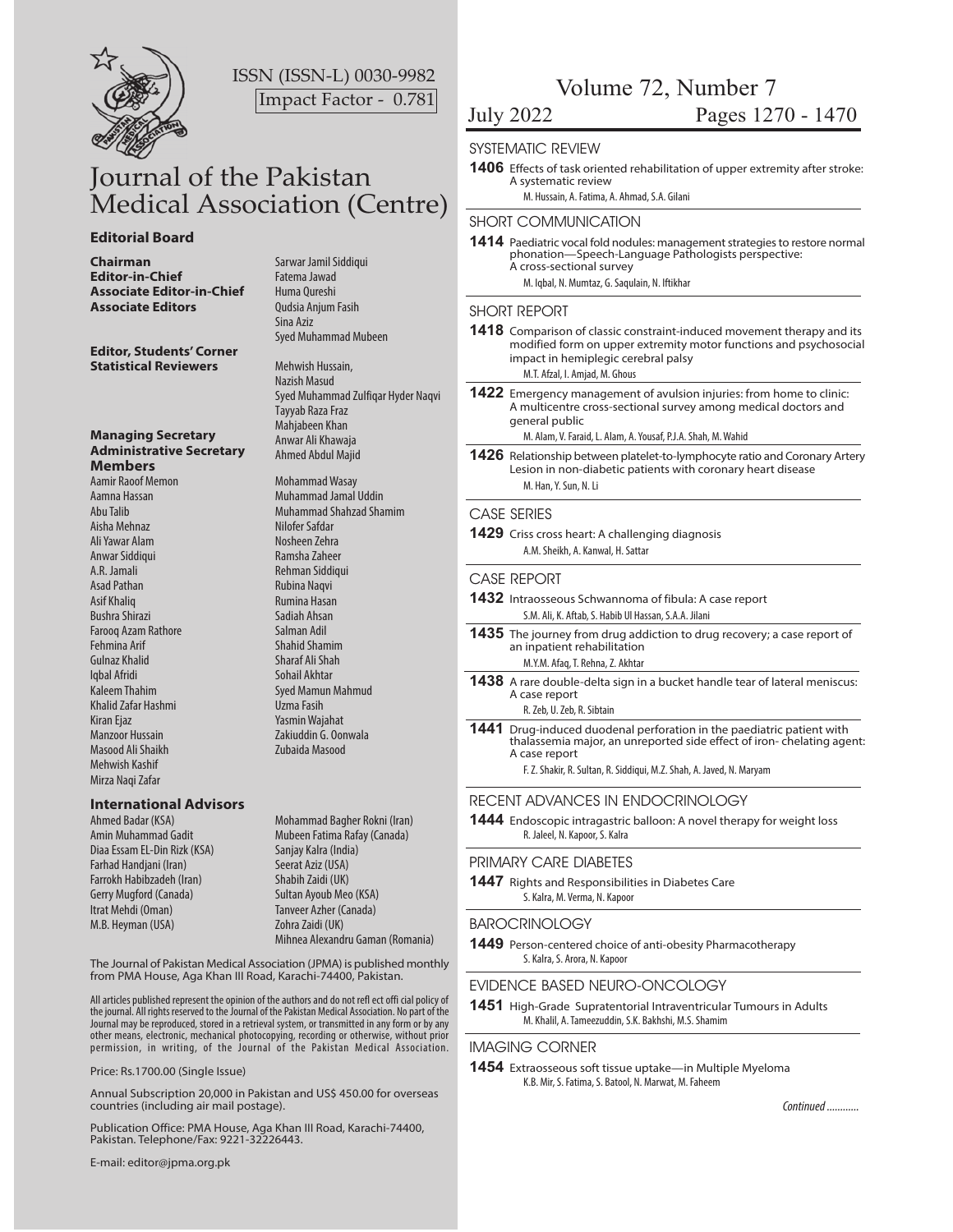ISSN (ISSN-L) 0030-9982

Impact Factor - 0.781

# Journal of the Pakistan Medical Association (Centre)

**Editorial Board**

**Chairman** Sarwar Jamil Siddiqui
**Editor-in-Chief** Fatema Jawad
**Associate Editor-in-Chief** Huma Qureshi
**Associate Editors** Qudsia Anjum Fasih, Sina Aziz, Syed Muhammad Mubeen

**Editor, Students' Corner**
**Statistical Reviewers** Mehwish Hussain, Nazish Masud, Syed Muhammad Zulfiqar Hyder Naqvi, Tayyab Raza Fraz, Mahjabeen Khan

**Managing Secretary** Anwar Ali Khawaja
**Administrative Secretary** Ahmed Abdul Majid

**Members**

Aamir Raoof Memon
Aamna Hassan
Abu Talib
Aisha Mehnaz
Ali Yawar Alam
Anwar Siddiqui
A.R. Jamali
Asad Pathan
Asif Khaliq
Bushra Shirazi
Farooq Azam Rathore
Fehmina Arif
Gulnaz Khalid
Iqbal Afridi
Kaleem Thahim
Khalid Zafar Hashmi
Kiran Ejaz
Manzoor Hussain
Masood Ali Shaikh
Mehwish Kashif
Mirza Naqi Zafar
Mohammad Wasay
Muhammad Jamal Uddin
Muhammad Shahzad Shamim
Nilofer Safdar
Nosheen Zehra
Ramsha Zaheer
Rehman Siddiqui
Rubina Naqvi
Rumina Hasan
Sadiah Ahsan
Salman Adil
Shahid Shamim
Sharaf Ali Shah
Sohail Akhtar
Syed Mamun Mahmud
Uzma Fasih
Yasmin Wajahat
Zakiuddin G. Oonwala
Zubaida Masood

**International Advisors**

Ahmed Badar (KSA)
Amin Muhammad Gadit
Diaa Essam EL-Din Rizk (KSA)
Farhad Handjani (Iran)
Farrokh Habibzadeh (Iran)
Gerry Mugford (Canada)
Itrat Mehdi (Oman)
M.B. Heyman (USA)
Mohammad Bagher Rokni (Iran)
Mubeen Fatima Rafay (Canada)
Sanjay Kalra (India)
Seerat Aziz (USA)
Shabih Zaidi (UK)
Sultan Ayoub Meo (KSA)
Tanveer Azher (Canada)
Zohra Zaidi (UK)
Mihnea Alexandru Gaman (Romania)

The Journal of Pakistan Medical Association (JPMA) is published monthly from PMA House, Aga Khan III Road, Karachi-74400, Pakistan.

All articles published represent the opinion of the authors and do not reflect official policy of the journal. All rights reserved to the Journal of the Pakistan Medical Association. No part of the Journal may be reproduced, stored in a retrieval system, or transmitted in any form or by any other means, electronic, mechanical photocopying, recording or otherwise, without prior permission, in writing, of the Journal of the Pakistan Medical Association.

Price: Rs.1700.00 (Single Issue)

Annual Subscription 20,000 in Pakistan and US$ 450.00 for overseas countries (including air mail postage).

Publication Office: PMA House, Aga Khan III Road, Karachi-74400, Pakistan. Telephone/Fax: 9221-32226443.

E-mail: editor@jpma.org.pk

## Volume 72, Number 7

July 2022 Pages 1270 - 1470

### SYSTEMATIC REVIEW

**1406** Effects of task oriented rehabilitation of upper extremity after stroke: A systematic review
M. Hussain, A. Fatima, A. Ahmad, S.A. Gilani

### SHORT COMMUNICATION

**1414** Paediatric vocal fold nodules: management strategies to restore normal phonation—Speech-Language Pathologists perspective: A cross-sectional survey
M. Iqbal, N. Mumtaz, G. Saqulain, N. Iftikhar

### SHORT REPORT

**1418** Comparison of classic constraint-induced movement therapy and its modified form on upper extremity motor functions and psychosocial impact in hemiplegic cerebral palsy
M.T. Afzal, I. Amjad, M. Ghous

**1422** Emergency management of avulsion injuries: from home to clinic: A multicentre cross-sectional survey among medical doctors and general public
M. Alam, V. Faraid, L. Alam, A. Yousaf, P.J.A. Shah, M. Wahid

**1426** Relationship between platelet-to-lymphocyte ratio and Coronary Artery Lesion in non-diabetic patients with coronary heart disease
M. Han, Y. Sun, N. Li

### CASE SERIES

**1429** Criss cross heart: A challenging diagnosis
A.M. Sheikh, A. Kanwal, H. Sattar

### CASE REPORT

**1432** Intraosseous Schwannoma of fibula: A case report
S.M. Ali, K. Aftab, S. Habib Ul Hassan, S.A.A. Jilani

**1435** The journey from drug addiction to drug recovery; a case report of an inpatient rehabilitation
M.Y.M. Afaq, T. Rehna, Z. Akhtar

**1438** A rare double-delta sign in a bucket handle tear of lateral meniscus: A case report
R. Zeb, U. Zeb, R. Sibtain

**1441** Drug-induced duodenal perforation in the paediatric patient with thalassemia major, an unreported side effect of iron- chelating agent: A case report
F. Z. Shakir, R. Sultan, R. Siddiqui, M.Z. Shah, A. Javed, N. Maryam

### RECENT ADVANCES IN ENDOCRINOLOGY

**1444** Endoscopic intragastric balloon: A novel therapy for weight loss
R. Jaleel, N. Kapoor, S. Kalra

### PRIMARY CARE DIABETES

**1447** Rights and Responsibilities in Diabetes Care
S. Kalra, M. Verma, N. Kapoor

### BAROCRINOLOGY

**1449** Person-centered choice of anti-obesity Pharmacotherapy
S. Kalra, S. Arora, N. Kapoor

### EVIDENCE BASED NEURO-ONCOLOGY

**1451** High-Grade Supratentorial Intraventricular Tumours in Adults
M. Khalil, A. Tameezuddin, S.K. Bakhshi, M.S. Shamim

### IMAGING CORNER

**1454** Extraosseous soft tissue uptake—in Multiple Myeloma
K.B. Mir, S. Fatima, S. Batool, N. Marwat, M. Faheem

*Continued ...........*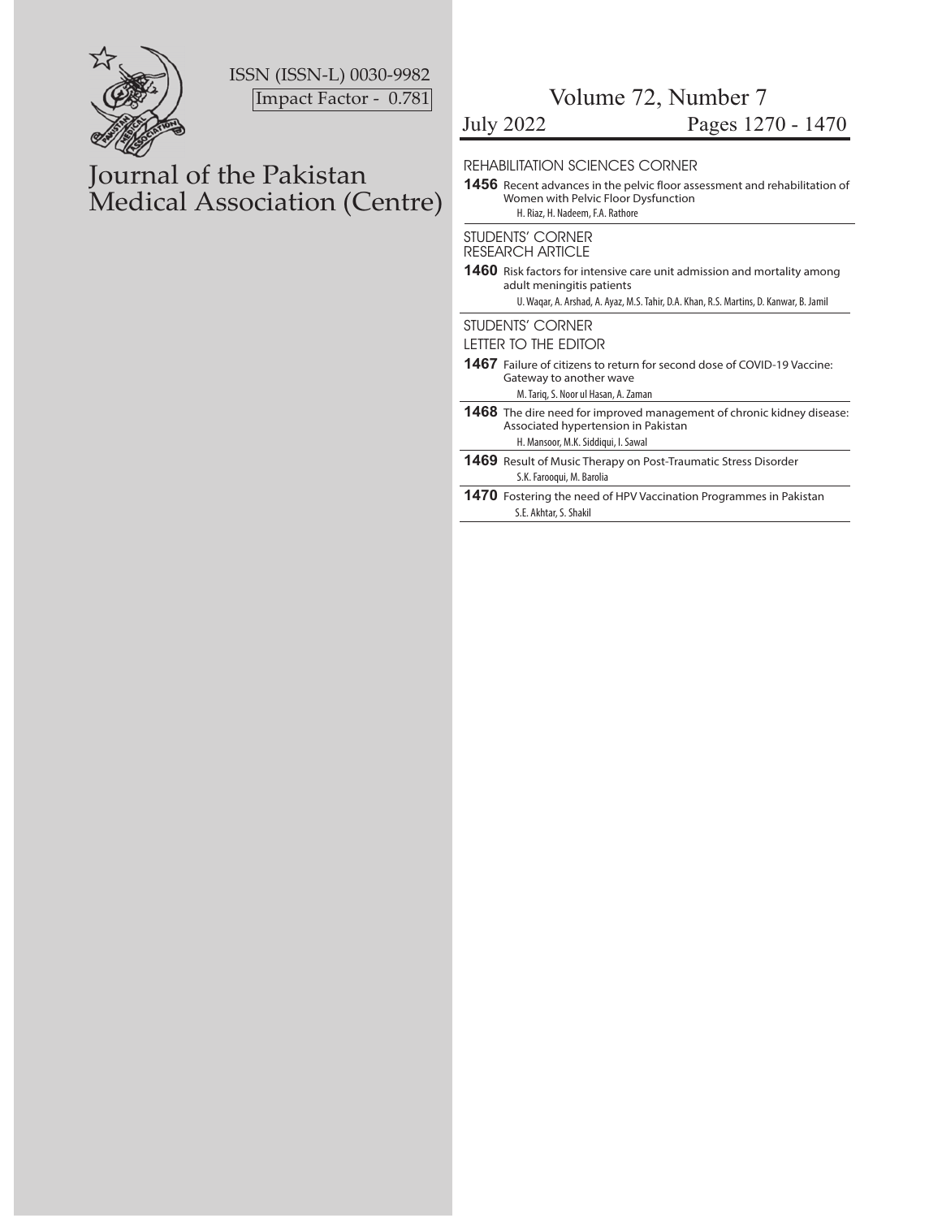ISSN (ISSN-L) 0030-9982

Impact Factor - 0.781

# Journal of the Pakistan Medical Association (Centre)

Volume 72, Number 7

July 2022 Pages 1270 - 1470

## REHABILITATION SCIENCES CORNER

**1456** Recent advances in the pelvic floor assessment and rehabilitation of Women with Pelvic Floor Dysfunction
H. Riaz, H. Nadeem, F.A. Rathore

## STUDENTS' CORNER
## RESEARCH ARTICLE

**1460** Risk factors for intensive care unit admission and mortality among adult meningitis patients
U. Waqar, A. Arshad, A. Ayaz, M.S. Tahir, D.A. Khan, R.S. Martins, D. Kanwar, B. Jamil

## STUDENTS' CORNER
## LETTER TO THE EDITOR

**1467** Failure of citizens to return for second dose of COVID-19 Vaccine: Gateway to another wave
M. Tariq, S. Noor ul Hasan, A. Zaman

**1468** The dire need for improved management of chronic kidney disease: Associated hypertension in Pakistan
H. Mansoor, M.K. Siddiqui, I. Sawal

**1469** Result of Music Therapy on Post-Traumatic Stress Disorder
S.K. Farooqui, M. Barolia

**1470** Fostering the need of HPV Vaccination Programmes in Pakistan
S.E. Akhtar, S. Shakil